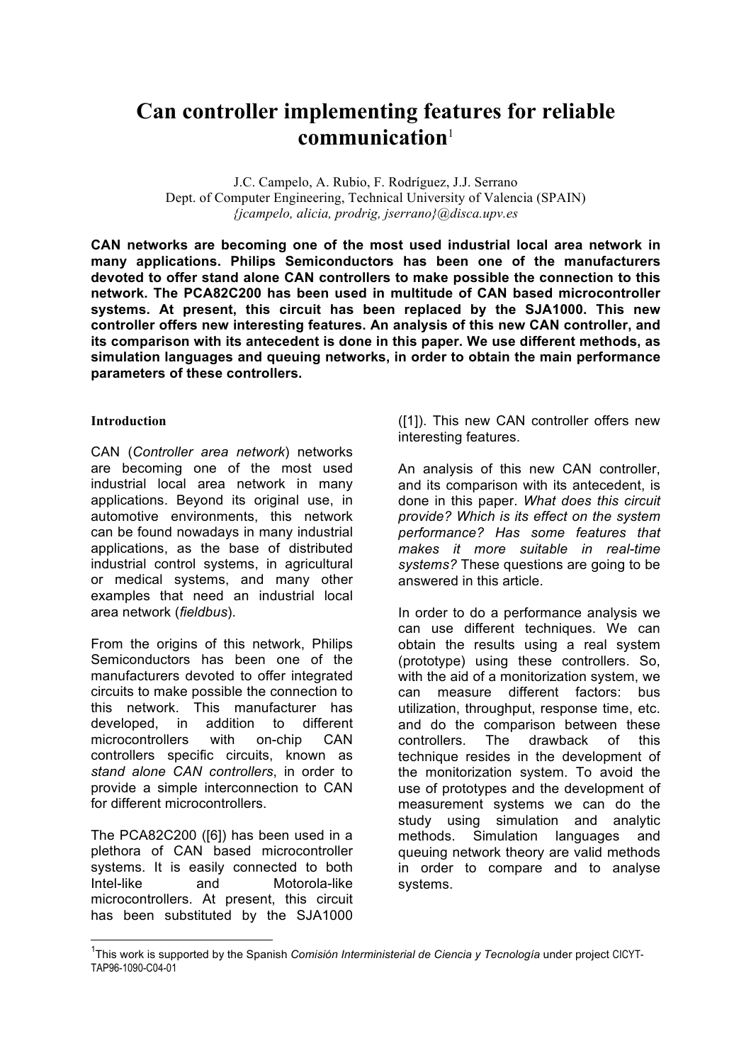# Can controller implementing features for reliable communication[1]

J.C. Campelo, A. Rubio, F. Rodríguez, J.J. Serrano
Dept. of Computer Engineering, Technical University of Valencia (SPAIN)
*{jcampelo, alicia, prodrig, jserrano}@disca.upv.es*

**CAN networks are becoming one of the most used industrial local area network in many applications. Philips Semiconductors has been one of the manufacturers devoted to offer stand alone CAN controllers to make possible the connection to this network. The PCA82C200 has been used in multitude of CAN based microcontroller systems. At present, this circuit has been replaced by the SJA1000. This new controller offers new interesting features. An analysis of this new CAN controller, and its comparison with its antecedent is done in this paper. We use different methods, as simulation languages and queuing networks, in order to obtain the main performance parameters of these controllers.**

## Introduction

CAN (*Controller area network*) networks are becoming one of the most used industrial local area network in many applications. Beyond its original use, in automotive environments, this network can be found nowadays in many industrial applications, as the base of distributed industrial control systems, in agricultural or medical systems, and many other examples that need an industrial local area network (*fieldbus*).

From the origins of this network, Philips Semiconductors has been one of the manufacturers devoted to offer integrated circuits to make possible the connection to this network. This manufacturer has developed, in addition to different microcontrollers with on-chip CAN controllers specific circuits, known as *stand alone CAN controllers*, in order to provide a simple interconnection to CAN for different microcontrollers.

The PCA82C200 ([6]) has been used in a plethora of CAN based microcontroller systems. It is easily connected to both Intel-like and Motorola-like microcontrollers. At present, this circuit has been substituted by the SJA1000 ([1]). This new CAN controller offers new interesting features.

An analysis of this new CAN controller, and its comparison with its antecedent, is done in this paper. *What does this circuit provide? Which is its effect on the system performance? Has some features that makes it more suitable in real-time systems?* These questions are going to be answered in this article.

In order to do a performance analysis we can use different techniques. We can obtain the results using a real system (prototype) using these controllers. So, with the aid of a monitorization system, we can measure different factors: bus utilization, throughput, response time, etc. and do the comparison between these controllers. The drawback of this technique resides in the development of the monitorization system. To avoid the use of prototypes and the development of measurement systems we can do the study using simulation and analytic methods. Simulation languages and queuing network theory are valid methods in order to compare and to analyse systems.

[1] This work is supported by the Spanish *Comisión Interministerial de Ciencia y Tecnología* under project CICYT-TAP96-1090-C04-01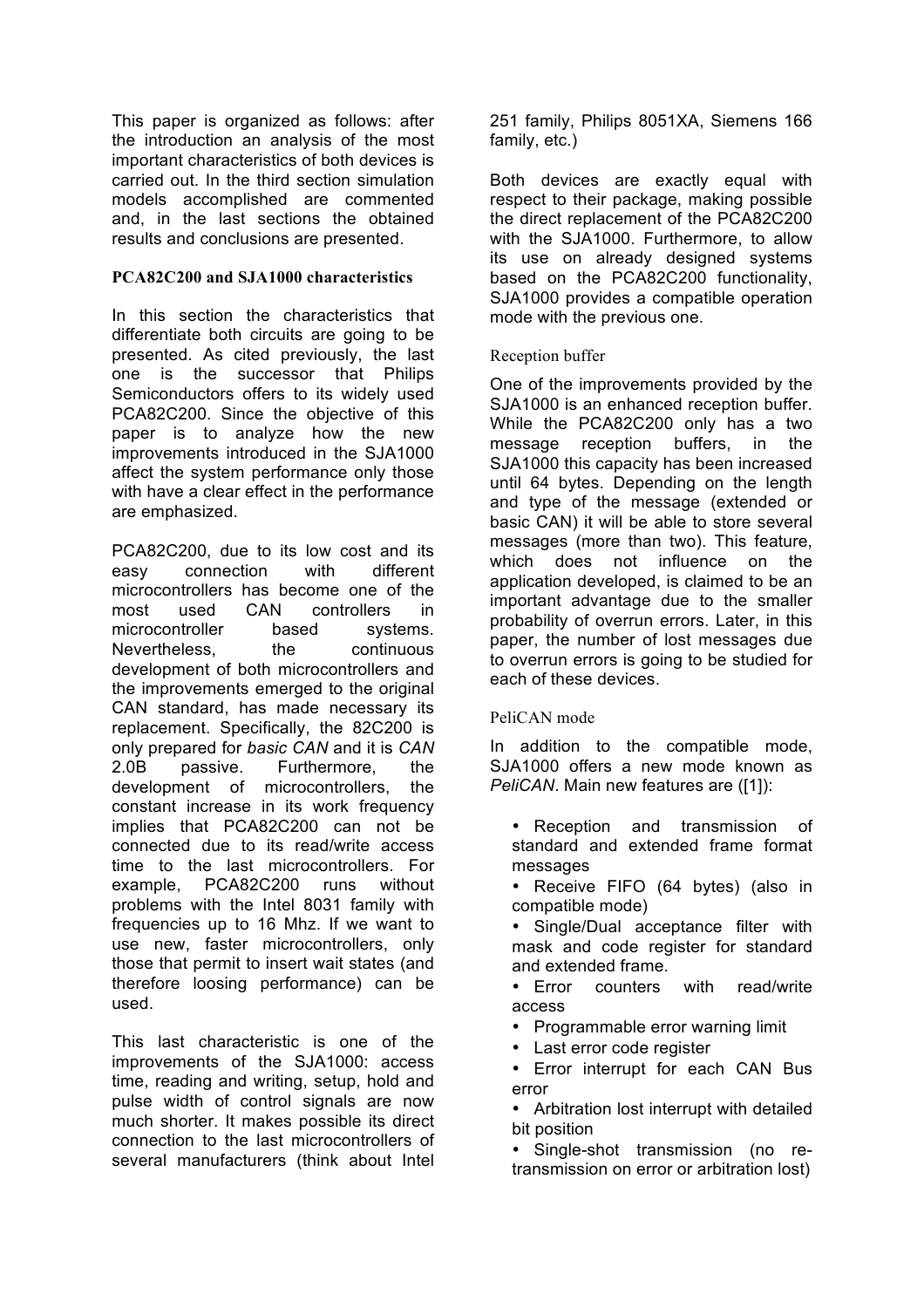This paper is organized as follows: after the introduction an analysis of the most important characteristics of both devices is carried out. In the third section simulation models accomplished are commented and, in the last sections the obtained results and conclusions are presented.

## PCA82C200 and SJA1000 characteristics

In this section the characteristics that differentiate both circuits are going to be presented. As cited previously, the last one is the successor that Philips Semiconductors offers to its widely used PCA82C200. Since the objective of this paper is to analyze how the new improvements introduced in the SJA1000 affect the system performance only those with have a clear effect in the performance are emphasized.

PCA82C200, due to its low cost and its easy connection with different microcontrollers has become one of the most used CAN controllers in microcontroller based systems. Nevertheless, the continuous development of both microcontrollers and the improvements emerged to the original CAN standard, has made necessary its replacement. Specifically, the 82C200 is only prepared for *basic CAN* and it is *CAN* 2.0B passive. Furthermore, the development of microcontrollers, the constant increase in its work frequency implies that PCA82C200 can not be connected due to its read/write access time to the last microcontrollers. For example, PCA82C200 runs without problems with the Intel 8031 family with frequencies up to 16 Mhz. If we want to use new, faster microcontrollers, only those that permit to insert wait states (and therefore loosing performance) can be used.

This last characteristic is one of the improvements of the SJA1000: access time, reading and writing, setup, hold and pulse width of control signals are now much shorter. It makes possible its direct connection to the last microcontrollers of several manufacturers (think about Intel 251 family, Philips 8051XA, Siemens 166 family, etc.)

Both devices are exactly equal with respect to their package, making possible the direct replacement of the PCA82C200 with the SJA1000. Furthermore, to allow its use on already designed systems based on the PCA82C200 functionality, SJA1000 provides a compatible operation mode with the previous one.

### Reception buffer

One of the improvements provided by the SJA1000 is an enhanced reception buffer. While the PCA82C200 only has a two message reception buffers, in the SJA1000 this capacity has been increased until 64 bytes. Depending on the length and type of the message (extended or basic CAN) it will be able to store several messages (more than two). This feature, which does not influence on the application developed, is claimed to be an important advantage due to the smaller probability of overrun errors. Later, in this paper, the number of lost messages due to overrun errors is going to be studied for each of these devices.

### PeliCAN mode

In addition to the compatible mode, SJA1000 offers a new mode known as *PeliCAN*. Main new features are ([1]):

- Reception and transmission of standard and extended frame format messages
- Receive FIFO (64 bytes) (also in compatible mode)
- Single/Dual acceptance filter with mask and code register for standard and extended frame.
- Error counters with read/write access
- Programmable error warning limit
- Last error code register
- Error interrupt for each CAN Bus error
- Arbitration lost interrupt with detailed bit position
- Single-shot transmission (no re-transmission on error or arbitration lost)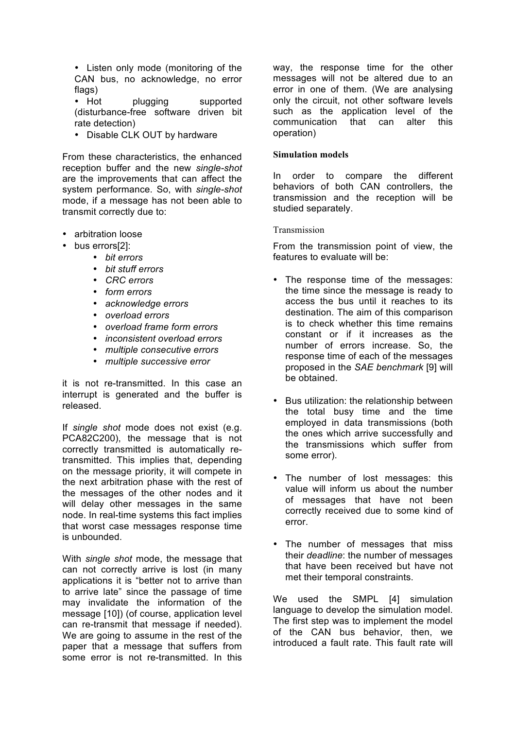- Listen only mode (monitoring of the CAN bus, no acknowledge, no error flags)
- Hot plugging supported (disturbance-free software driven bit rate detection)
- Disable CLK OUT by hardware

From these characteristics, the enhanced reception buffer and the new *single-shot* are the improvements that can affect the system performance. So, with *single-shot* mode, if a message has not been able to transmit correctly due to:

- arbitration loose
- bus errors[2]:
  - *bit errors*
  - *bit stuff errors*
  - *CRC errors*
  - *form errors*
  - *acknowledge errors*
  - *overload errors*
  - *overload frame form errors*
  - *inconsistent overload errors*
  - *multiple consecutive errors*
  - *multiple successive error*

it is not re-transmitted. In this case an interrupt is generated and the buffer is released.

If *single shot* mode does not exist (e.g. PCA82C200), the message that is not correctly transmitted is automatically re-transmitted. This implies that, depending on the message priority, it will compete in the next arbitration phase with the rest of the messages of the other nodes and it will delay other messages in the same node. In real-time systems this fact implies that worst case messages response time is unbounded.

With *single shot* mode, the message that can not correctly arrive is lost (in many applications it is "better not to arrive than to arrive late" since the passage of time may invalidate the information of the message [10]) (of course, application level can re-transmit that message if needed). We are going to assume in the rest of the paper that a message that suffers from some error is not re-transmitted. In this way, the response time for the other messages will not be altered due to an error in one of them. (We are analysing only the circuit, not other software levels such as the application level of the communication that can alter this operation)

### Simulation models

In order to compare the different behaviors of both CAN controllers, the transmission and the reception will be studied separately.

#### Transmission

From the transmission point of view, the features to evaluate will be:

- The response time of the messages: the time since the message is ready to access the bus until it reaches to its destination. The aim of this comparison is to check whether this time remains constant or if it increases as the number of errors increase. So, the response time of each of the messages proposed in the *SAE benchmark* [9] will be obtained.
- Bus utilization: the relationship between the total busy time and the time employed in data transmissions (both the ones which arrive successfully and the transmissions which suffer from some error).
- The number of lost messages: this value will inform us about the number of messages that have not been correctly received due to some kind of error.
- The number of messages that miss their *deadline*: the number of messages that have been received but have not met their temporal constraints.

We used the SMPL [4] simulation language to develop the simulation model. The first step was to implement the model of the CAN bus behavior, then, we introduced a fault rate. This fault rate will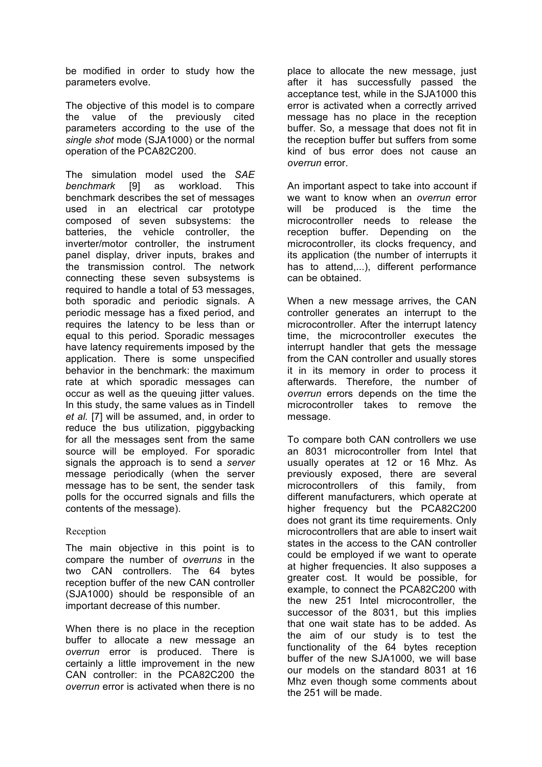be modified in order to study how the parameters evolve.

The objective of this model is to compare the value of the previously cited parameters according to the use of the *single shot* mode (SJA1000) or the normal operation of the PCA82C200.

The simulation model used the *SAE benchmark* [9] as workload. This benchmark describes the set of messages used in an electrical car prototype composed of seven subsystems: the batteries, the vehicle controller, the inverter/motor controller, the instrument panel display, driver inputs, brakes and the transmission control. The network connecting these seven subsystems is required to handle a total of 53 messages, both sporadic and periodic signals. A periodic message has a fixed period, and requires the latency to be less than or equal to this period. Sporadic messages have latency requirements imposed by the application. There is some unspecified behavior in the benchmark: the maximum rate at which sporadic messages can occur as well as the queuing jitter values. In this study, the same values as in Tindell *et al.* [7] will be assumed, and, in order to reduce the bus utilization, piggybacking for all the messages sent from the same source will be employed. For sporadic signals the approach is to send a *server* message periodically (when the server message has to be sent, the sender task polls for the occurred signals and fills the contents of the message).

### Reception

The main objective in this point is to compare the number of *overruns* in the two CAN controllers. The 64 bytes reception buffer of the new CAN controller (SJA1000) should be responsible of an important decrease of this number.

When there is no place in the reception buffer to allocate a new message an *overrun* error is produced. There is certainly a little improvement in the new CAN controller: in the PCA82C200 the *overrun* error is activated when there is no place to allocate the new message, just after it has successfully passed the acceptance test, while in the SJA1000 this error is activated when a correctly arrived message has no place in the reception buffer. So, a message that does not fit in the reception buffer but suffers from some kind of bus error does not cause an *overrun* error.

An important aspect to take into account if we want to know when an *overrun* error will be produced is the time the microcontroller needs to release the reception buffer. Depending on the microcontroller, its clocks frequency, and its application (the number of interrupts it has to attend,...), different performance can be obtained.

When a new message arrives, the CAN controller generates an interrupt to the microcontroller. After the interrupt latency time, the microcontroller executes the interrupt handler that gets the message from the CAN controller and usually stores it in its memory in order to process it afterwards. Therefore, the number of *overrun* errors depends on the time the microcontroller takes to remove the message.

To compare both CAN controllers we use an 8031 microcontroller from Intel that usually operates at 12 or 16 Mhz. As previously exposed, there are several microcontrollers of this family, from different manufacturers, which operate at higher frequency but the PCA82C200 does not grant its time requirements. Only microcontrollers that are able to insert wait states in the access to the CAN controller could be employed if we want to operate at higher frequencies. It also supposes a greater cost. It would be possible, for example, to connect the PCA82C200 with the new 251 Intel microcontroller, the successor of the 8031, but this implies that one wait state has to be added. As the aim of our study is to test the functionality of the 64 bytes reception buffer of the new SJA1000, we will base our models on the standard 8031 at 16 Mhz even though some comments about the 251 will be made.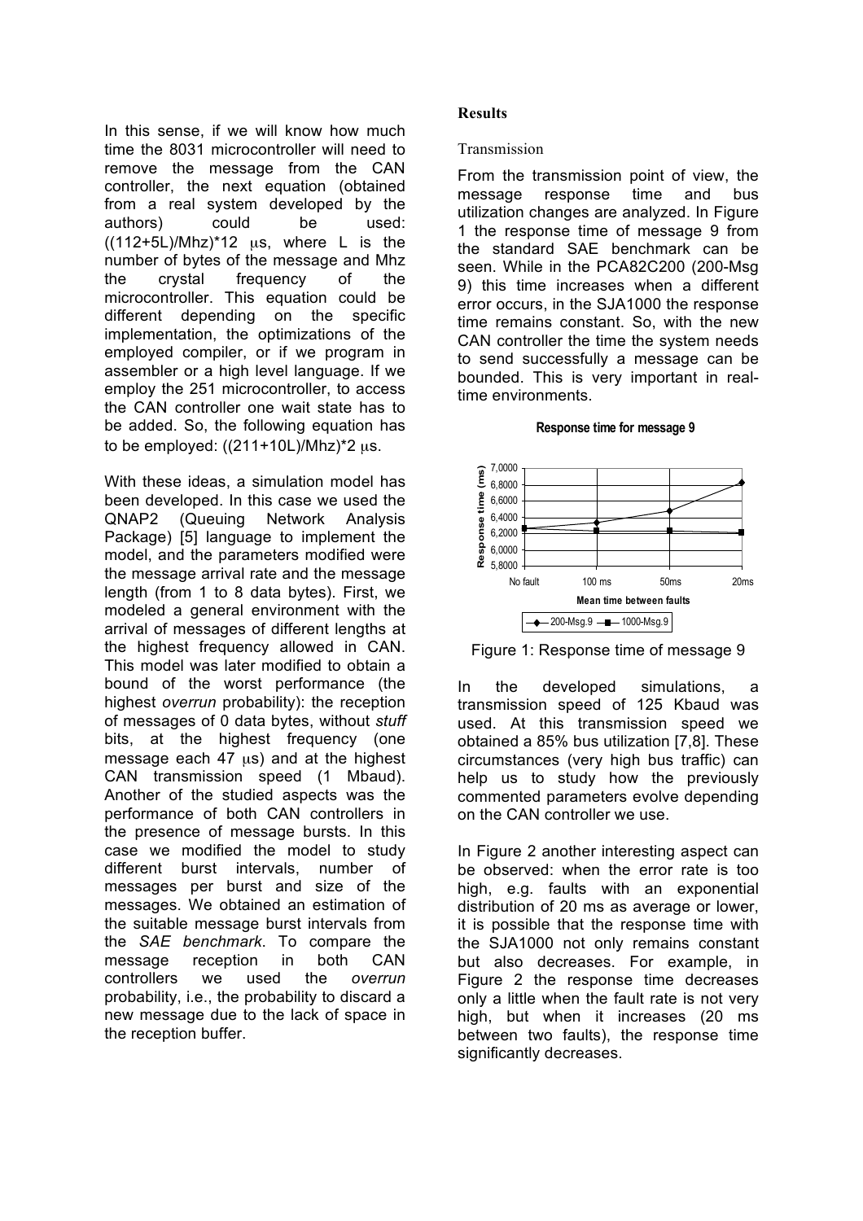In this sense, if we will know how much time the 8031 microcontroller will need to remove the message from the CAN controller, the next equation (obtained from a real system developed by the authors) could be used: $((112+5L)/Mhz)*12$ μs, where L is the number of bytes of the message and Mhz the crystal frequency of the microcontroller. This equation could be different depending on the specific implementation, the optimizations of the employed compiler, or if we program in assembler or a high level language. If we employ the 251 microcontroller, to access the CAN controller one wait state has to be added. So, the following equation has to be employed: $((211+10L)/Mhz)*2$ μs.

With these ideas, a simulation model has been developed. In this case we used the QNAP2 (Queuing Network Analysis Package) [5] language to implement the model, and the parameters modified were the message arrival rate and the message length (from 1 to 8 data bytes). First, we modeled a general environment with the arrival of messages of different lengths at the highest frequency allowed in CAN. This model was later modified to obtain a bound of the worst performance (the highest *overrun* probability): the reception of messages of 0 data bytes, without *stuff* bits, at the highest frequency (one message each 47 μs) and at the highest CAN transmission speed (1 Mbaud). Another of the studied aspects was the performance of both CAN controllers in the presence of message bursts. In this case we modified the model to study different burst intervals, number of messages per burst and size of the messages. We obtained an estimation of the suitable message burst intervals from the *SAE benchmark*. To compare the message reception in both CAN controllers we used the *overrun* probability, i.e., the probability to discard a new message due to the lack of space in the reception buffer.

**Results**

Transmission

From the transmission point of view, the message response time and bus utilization changes are analyzed. In Figure 1 the response time of message 9 from the standard SAE benchmark can be seen. While in the PCA82C200 (200-Msg 9) this time increases when a different error occurs, in the SJA1000 the response time remains constant. So, with the new CAN controller the time the system needs to send successfully a message can be bounded. This is very important in real-time environments.

**Response time for message 9**

| Mean time between faults | 200-Msg.9 | 1000-Msg.9 |
|---|---|---|
| No fault | ~6,26 | ~6,26 |
| 100 ms | ~6,33 | ~6,23 |
| 50ms | ~6,47 | ~6,23 |
| 20ms | ~6,82 | ~6,21 |

Figure 1: Response time of message 9

In the developed simulations, a transmission speed of 125 Kbaud was used. At this transmission speed we obtained a 85% bus utilization [7,8]. These circumstances (very high bus traffic) can help us to study how the previously commented parameters evolve depending on the CAN controller we use.

In Figure 2 another interesting aspect can be observed: when the error rate is too high, e.g. faults with an exponential distribution of 20 ms as average or lower, it is possible that the response time with the SJA1000 not only remains constant but also decreases. For example, in Figure 2 the response time decreases only a little when the fault rate is not very high, but when it increases (20 ms between two faults), the response time significantly decreases.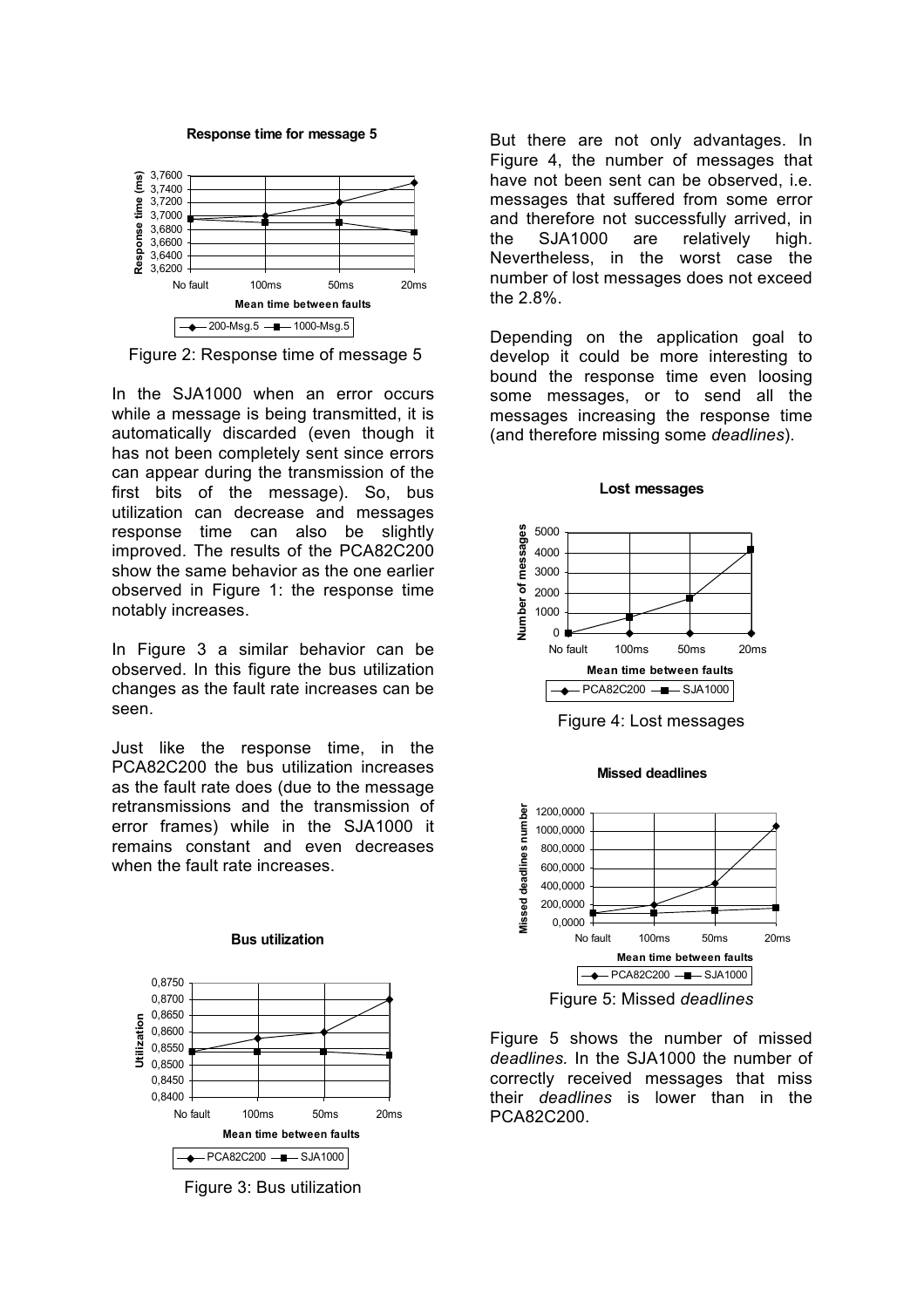Figure 2: Response time of message 5

In the SJA1000 when an error occurs while a message is being transmitted, it is automatically discarded (even though it has not been completely sent since errors can appear during the transmission of the first bits of the message). So, bus utilization can decrease and messages response time can also be slightly improved. The results of the PCA82C200 show the same behavior as the one earlier observed in Figure 1: the response time notably increases.

In Figure 3 a similar behavior can be observed. In this figure the bus utilization changes as the fault rate increases can be seen.

Just like the response time, in the PCA82C200 the bus utilization increases as the fault rate does (due to the message retransmissions and the transmission of error frames) while in the SJA1000 it remains constant and even decreases when the fault rate increases.

Figure 3: Bus utilization

But there are not only advantages. In Figure 4, the number of messages that have not been sent can be observed, i.e. messages that suffered from some error and therefore not successfully arrived, in the SJA1000 are relatively high. Nevertheless, in the worst case the number of lost messages does not exceed the 2.8%.

Depending on the application goal to develop it could be more interesting to bound the response time even loosing some messages, or to send all the messages increasing the response time (and therefore missing some *deadlines*).

Figure 4: Lost messages

Figure 5: Missed *deadlines*

Figure 5 shows the number of missed *deadlines*. In the SJA1000 the number of correctly received messages that miss their *deadlines* is lower than in the PCA82C200.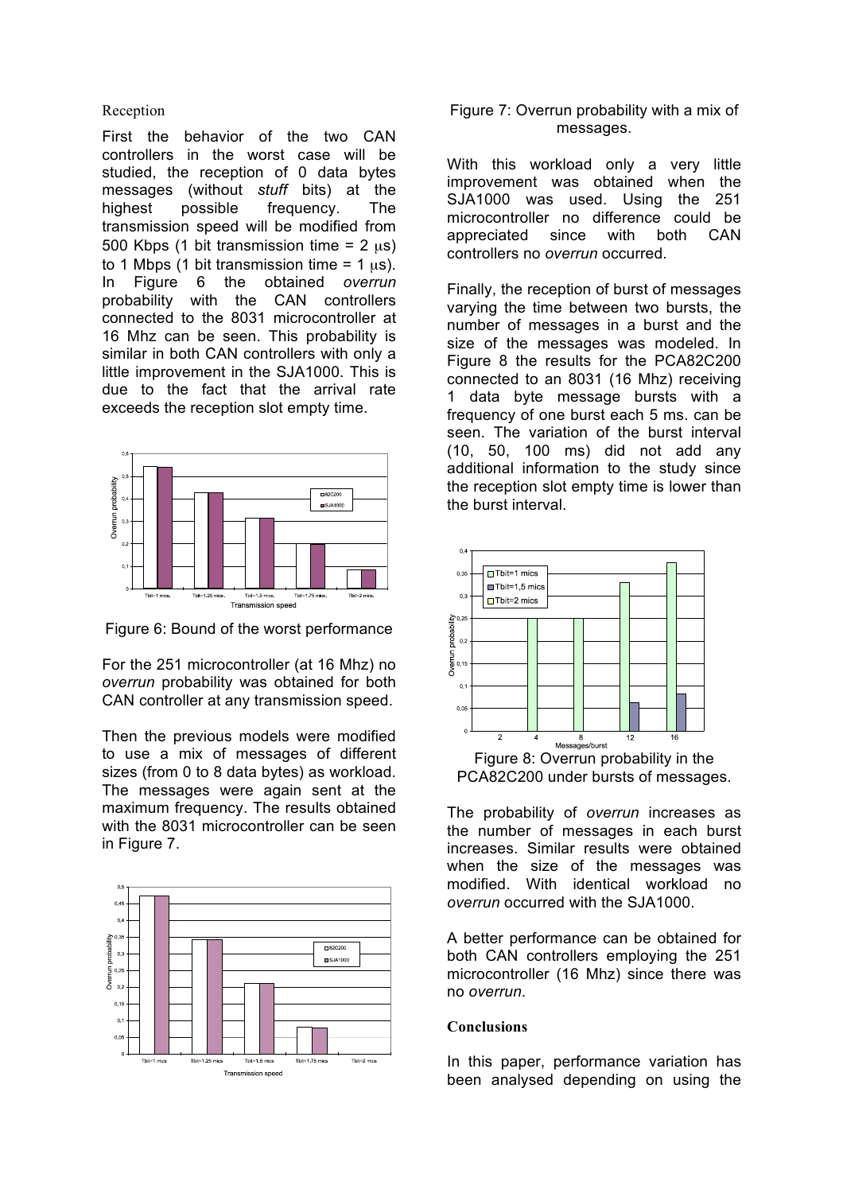### Reception

First the behavior of the two CAN controllers in the worst case will be studied, the reception of 0 data bytes messages (without *stuff* bits) at the highest possible frequency. The transmission speed will be modified from 500 Kbps (1 bit transmission time = 2 μs) to 1 Mbps (1 bit transmission time = 1 μs). In Figure 6 the obtained *overrun* probability with the CAN controllers connected to the 8031 microcontroller at 16 Mhz can be seen. This probability is similar in both CAN controllers with only a little improvement in the SJA1000. This is due to the fact that the arrival rate exceeds the reception slot empty time.

Figure 6: Bound of the worst performance

For the 251 microcontroller (at 16 Mhz) no *overrun* probability was obtained for both CAN controller at any transmission speed.

Then the previous models were modified to use a mix of messages of different sizes (from 0 to 8 data bytes) as workload. The messages were again sent at the maximum frequency. The results obtained with the 8031 microcontroller can be seen in Figure 7.

Figure 7: Overrun probability with a mix of messages.

With this workload only a very little improvement was obtained when the SJA1000 was used. Using the 251 microcontroller no difference could be appreciated since with both CAN controllers no *overrun* occurred.

Finally, the reception of burst of messages varying the time between two bursts, the number of messages in a burst and the size of the messages was modeled. In Figure 8 the results for the PCA82C200 connected to an 8031 (16 Mhz) receiving 1 data byte message bursts with a frequency of one burst each 5 ms. can be seen. The variation of the burst interval (10, 50, 100 ms) did not add any additional information to the study since the reception slot empty time is lower than the burst interval.

Figure 8: Overrun probability in the PCA82C200 under bursts of messages.

The probability of *overrun* increases as the number of messages in each burst increases. Similar results were obtained when the size of the messages was modified. With identical workload no *overrun* occurred with the SJA1000.

A better performance can be obtained for both CAN controllers employing the 251 microcontroller (16 Mhz) since there was no *overrun*.

### Conclusions

In this paper, performance variation has been analysed depending on using the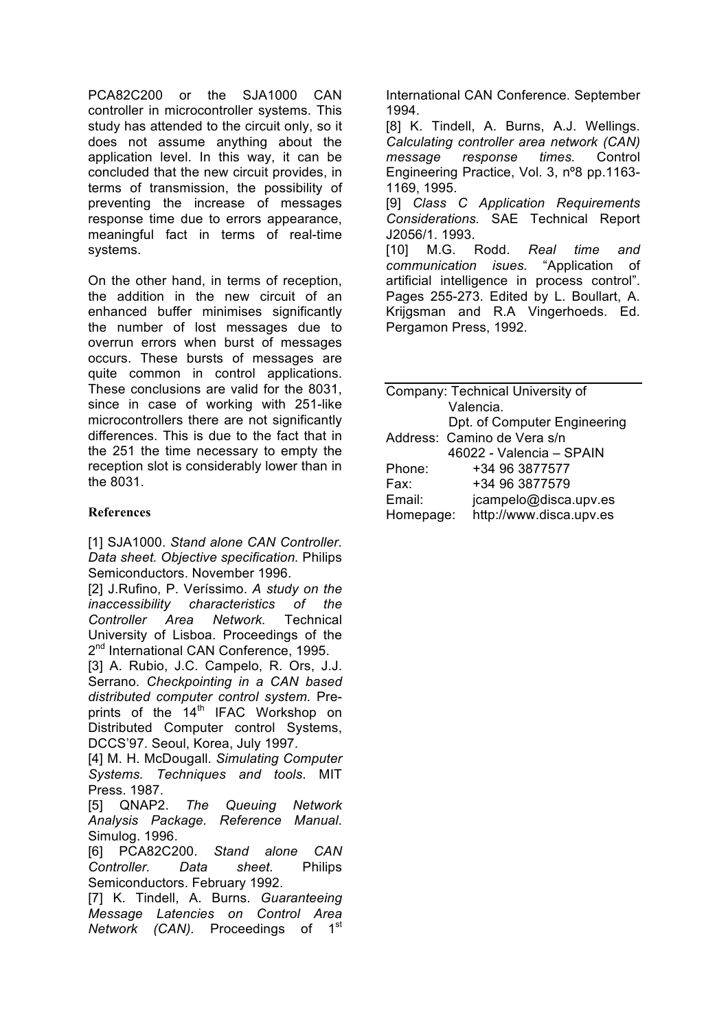PCA82C200 or the SJA1000 CAN controller in microcontroller systems. This study has attended to the circuit only, so it does not assume anything about the application level. In this way, it can be concluded that the new circuit provides, in terms of transmission, the possibility of preventing the increase of messages response time due to errors appearance, meaningful fact in terms of real-time systems.

On the other hand, in terms of reception, the addition in the new circuit of an enhanced buffer minimises significantly the number of lost messages due to overrun errors when burst of messages occurs. These bursts of messages are quite common in control applications. These conclusions are valid for the 8031, since in case of working with 251-like microcontrollers there are not significantly differences. This is due to the fact that in the 251 the time necessary to empty the reception slot is considerably lower than in the 8031.

## References

[1] SJA1000. *Stand alone CAN Controller. Data sheet. Objective specification.* Philips Semiconductors. November 1996.

[2] J.Rufino, P. Veríssimo. *A study on the inaccessibility characteristics of the Controller Area Network.* Technical University of Lisboa. Proceedings of the 2nd International CAN Conference, 1995.

[3] A. Rubio, J.C. Campelo, R. Ors, J.J. Serrano. *Checkpointing in a CAN based distributed computer control system.* Pre-prints of the 14th IFAC Workshop on Distributed Computer control Systems, DCCS'97. Seoul, Korea, July 1997.

[4] M. H. McDougall. *Simulating Computer Systems. Techniques and tools*. MIT Press. 1987.

[5] QNAP2. *The Queuing Network Analysis Package. Reference Manual*. Simulog. 1996.

[6] PCA82C200. *Stand alone CAN Controller. Data sheet.* Philips Semiconductors. February 1992.

[7] K. Tindell, A. Burns. *Guaranteeing Message Latencies on Control Area Network (CAN).* Proceedings of 1st International CAN Conference. September 1994.

[8] K. Tindell, A. Burns, A.J. Wellings. *Calculating controller area network (CAN) message response times.* Control Engineering Practice, Vol. 3, nº8 pp.1163-1169, 1995.

[9] *Class C Application Requirements Considerations.* SAE Technical Report J2056/1. 1993.

[10] M.G. Rodd. *Real time and communication isues.* "Application of artificial intelligence in process control". Pages 255-273. Edited by L. Boullart, A. Krijgsman and R.A Vingerhoeds. Ed. Pergamon Press, 1992.

---

Company: Technical University of Valencia.
Dpt. of Computer Engineering
Address: Camino de Vera s/n
46022 - Valencia – SPAIN
Phone: +34 96 3877577
Fax: +34 96 3877579
Email: jcampelo@disca.upv.es
Homepage: http://www.disca.upv.es